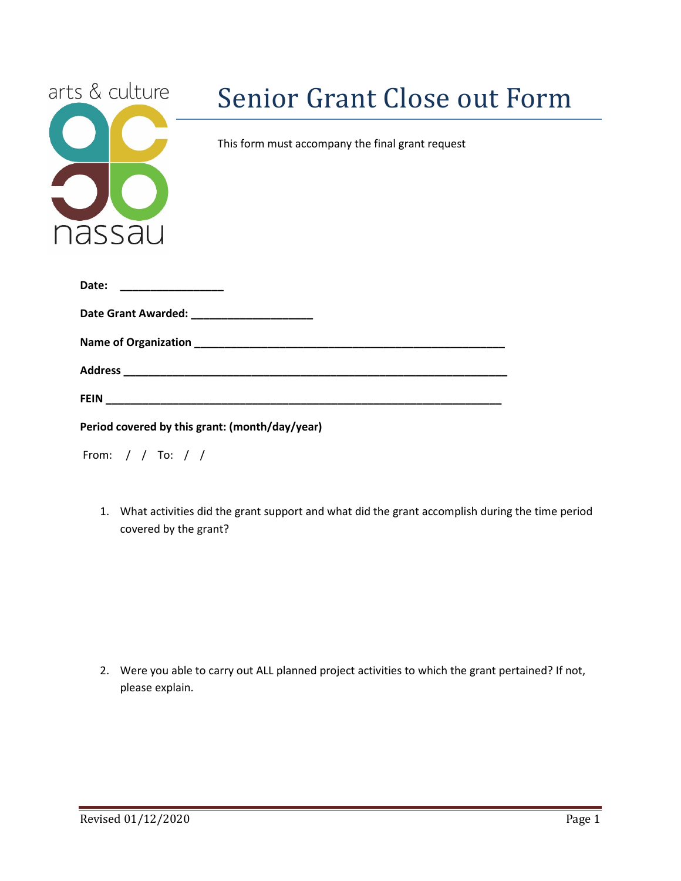arts & culture

nassau

# Senior Grant Close out Form

This form must accompany the final grant request

**Date:** ________________

**Date Grant Awarded:** ___________________

**Name of Organization** ________________________________________________

**Address** ____________________________________________________________

**FEIN** _______________________________________________________________

**Period covered by this grant: (month/day/year)**

From: / / To: / /

1. What activities did the grant support and what did the grant accomplish during the time period covered by the grant?

2. Were you able to carry out ALL planned project activities to which the grant pertained? If not, please explain.

Revised 01/12/2020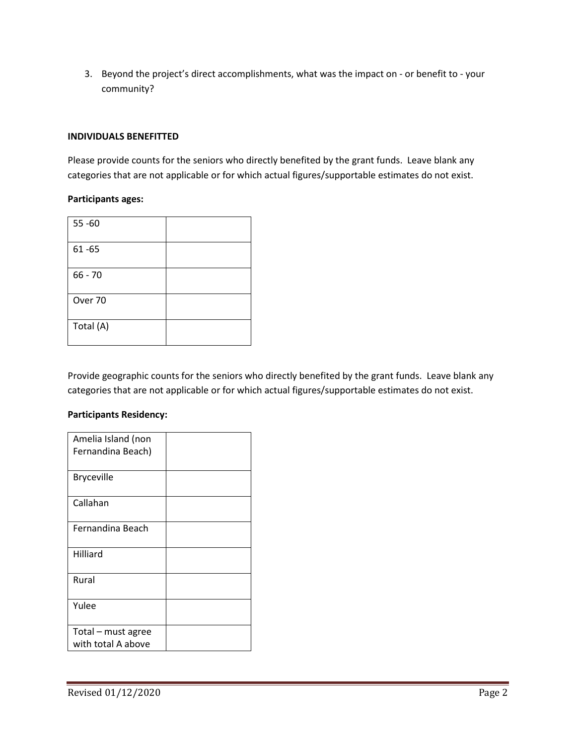3. Beyond the project's direct accomplishments, what was the impact on - or benefit to - your community?

**INDIVIDUALS BENEFITTED**

Please provide counts for the seniors who directly benefited by the grant funds. Leave blank any categories that are not applicable or for which actual figures/supportable estimates do not exist.

**Participants ages:**

| | |
|---|---|
| 55 -60 | |
| 61 -65 | |
| 66 - 70 | |
| Over 70 | |
| Total (A) | |

Provide geographic counts for the seniors who directly benefited by the grant funds. Leave blank any categories that are not applicable or for which actual figures/supportable estimates do not exist.

**Participants Residency:**

| | |
|---|---|
| Amelia Island (non Fernandina Beach) | |
| Bryceville | |
| Callahan | |
| Fernandina Beach | |
| Hilliard | |
| Rural | |
| Yulee | |
| Total – must agree with total A above | |

Revised 01/12/2020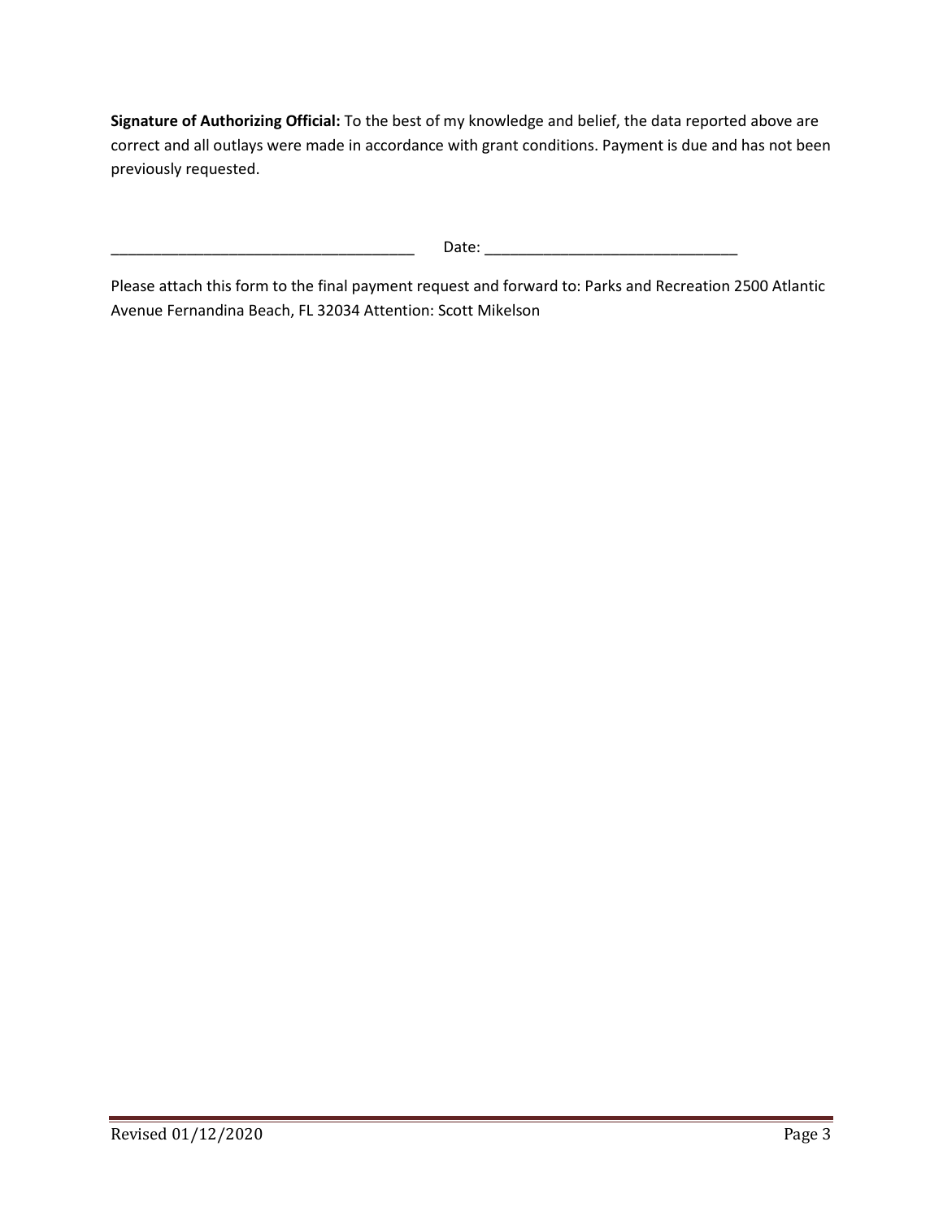**Signature of Authorizing Official:** To the best of my knowledge and belief, the data reported above are correct and all outlays were made in accordance with grant conditions. Payment is due and has not been previously requested.

____________________________________ Date: ______________________________

Please attach this form to the final payment request and forward to: Parks and Recreation 2500 Atlantic Avenue Fernandina Beach, FL 32034 Attention: Scott Mikelson